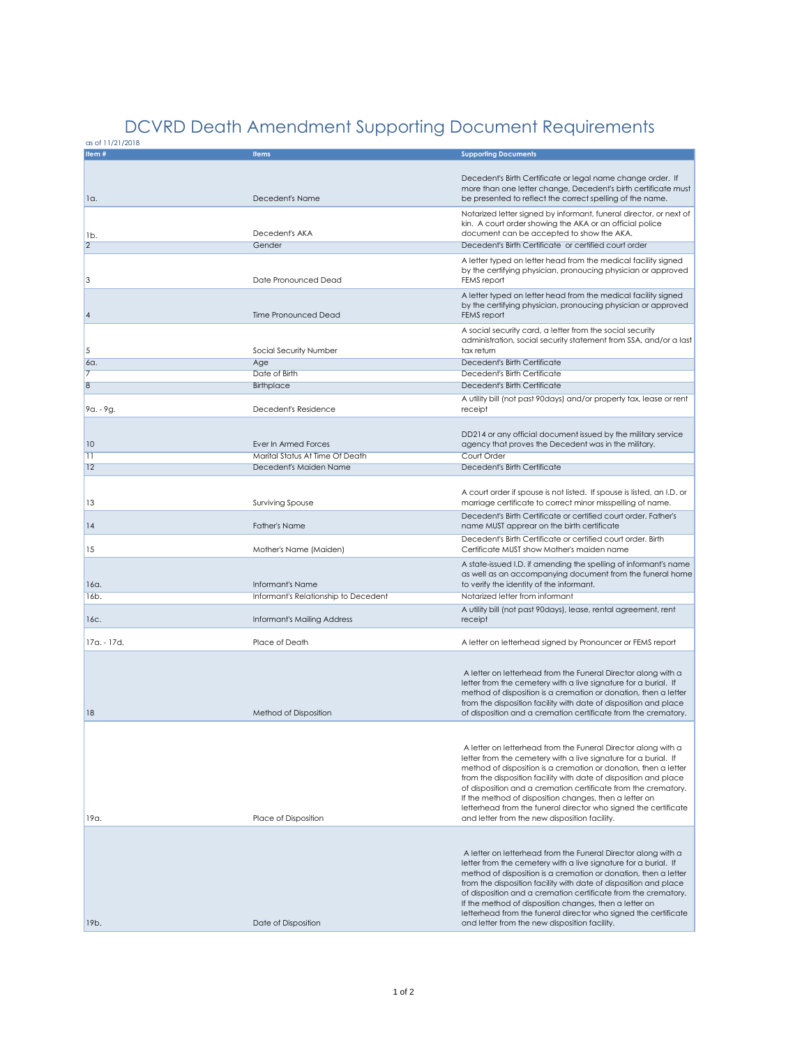# DCVRD Death Amendment Supporting Document Requirements

as of 11/21/2018

| Item # | Items | Supporting Documents |
|---|---|---|
| 1a. | Decedent's Name | Decedent's Birth Certificate or legal name change order. If more than one letter change, Decedent's birth certificate must be presented to reflect the correct spelling of the name. |
| 1b. | Decedent's AKA | Notarized letter signed by informant, funeral director, or next of kin. A court order showing the AKA or an official police document can be accepted to show the AKA. |
| 2 | Gender | Decedent's Birth Certificate or certified court order |
| 3 | Date Pronounced Dead | A letter typed on letter head from the medical facility signed by the certifying physician, pronouncing physician or approved FEMS report |
| 4 | Time Pronounced Dead | A letter typed on letter head from the medical facility signed by the certifying physician, pronouncing physician or approved FEMS report |
| 5 | Social Security Number | A social security card, a letter from the social security administration, social security statement from SSA, and/or a last tax return |
| 6a. | Age | Decedent's Birth Certificate |
| 7 | Date of Birth | Decedent's Birth Certificate |
| 8 | Birthplace | Decedent's Birth Certificate |
| 9a. - 9g. | Decedent's Residence | A utility bill (not past 90days) and/or property tax, lease or rent receipt |
| 10 | Ever In Armed Forces | DD214 or any official document issued by the military service agency that proves the Decedent was in the military. |
| 11 | Marital Status At Time Of Death | Court Order |
| 12 | Decedent's Maiden Name | Decedent's Birth Certificate |
| 13 | Surviving Spouse | A court order if spouse is not listed. If spouse is listed, an I.D. or marriage certificate to correct minor misspelling of name. |
| 14 | Father's Name | Decedent's Birth Certificate or certified court order. Father's name MUST appear on the birth certificate |
| 15 | Mother's Name (Maiden) | Decedent's Birth Certificate or certified court order. Birth Certificate MUST show Mother's maiden name |
| 16a. | Informant's Name | A state-issued I.D. if amending the spelling of informant's name as well as an accompanying document from the funeral home to verify the identity of the informant. |
| 16b. | Informant's Relationship to Decedent | Notarized letter from informant |
| 16c. | Informant's Mailing Address | A utility bill (not past 90days), lease, rental agreement, rent receipt |
| 17a. - 17d. | Place of Death | A letter on letterhead signed by Pronouncer or FEMS report |
| 18 | Method of Disposition | A letter on letterhead from the Funeral Director along with a letter from the cemetery with a live signature for a burial. If method of disposition is a cremation or donation, then a letter from the disposition facility with date of disposition and place of disposition and a cremation certificate from the crematory. |
| 19a. | Place of Disposition | A letter on letterhead from the Funeral Director along with a letter from the cemetery with a live signature for a burial. If method of disposition is a cremation or donation, then a letter from the disposition facility with date of disposition and place of disposition and a cremation certificate from the crematory. If the method of disposition changes, then a letter on letterhead from the funeral director who signed the certificate and letter from the new disposition facility. |
| 19b. | Date of Disposition | A letter on letterhead from the Funeral Director along with a letter from the cemetery with a live signature for a burial. If method of disposition is a cremation or donation, then a letter from the disposition facility with date of disposition and place of disposition and a cremation certificate from the crematory. If the method of disposition changes, then a letter on letterhead from the funeral director who signed the certificate and letter from the new disposition facility. |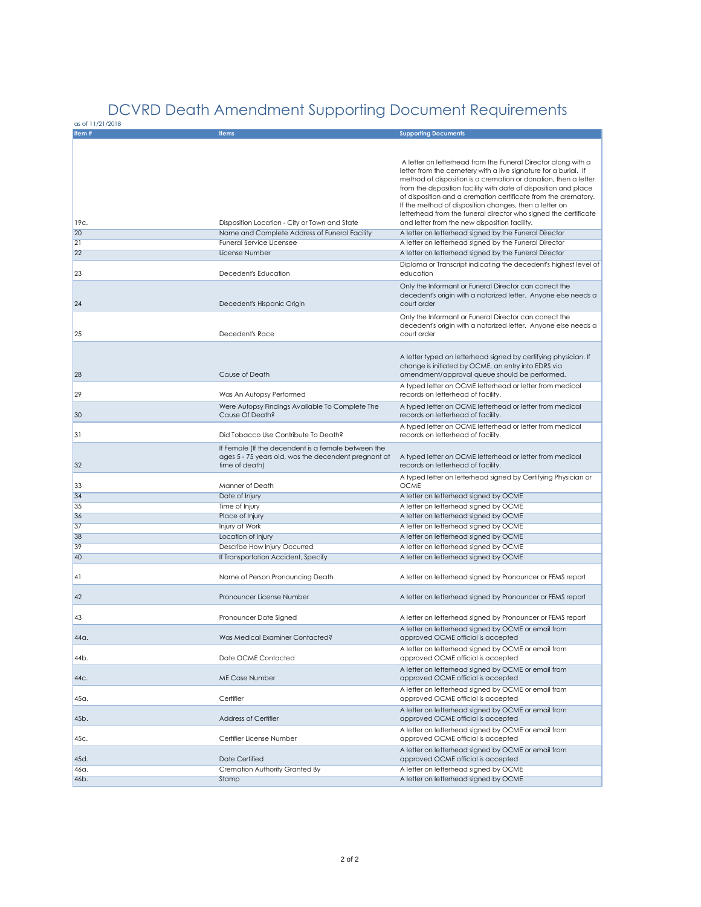# DCVRD Death Amendment Supporting Document Requirements

as of 11/21/2018

| Item # | Items | Supporting Documents |
|---|---|---|
| 19c. | Disposition Location - City or Town and State | A letter on letterhead from the Funeral Director along with a letter from the cemetery with a live signature for a burial. If method of disposition is a cremation or donation, then a letter from the disposition facility with date of disposition and place of disposition and a cremation certificate from the crematory. If the method of disposition changes, then a letter on letterhead from the funeral director who signed the certificate and letter from the new disposition facility. |
| 20 | Name and Complete Address of Funeral Facility | A letter on letterhead signed by the Funeral Director |
| 21 | Funeral Service Licensee | A letter on letterhead signed by the Funeral Director |
| 22 | License Number | A letter on letterhead signed by the Funeral Director |
| 23 | Decedent's Education | Diploma or Transcript indicating the decedent's highest level of education |
| 24 | Decedent's Hispanic Origin | Only the Informant or Funeral Director can correct the decedent's origin with a notarized letter. Anyone else needs a court order |
| 25 | Decedent's Race | Only the Informant or Funeral Director can correct the decedent's origin with a notarized letter. Anyone else needs a court order |
| 28 | Cause of Death | A letter typed on letterhead signed by certifying physician. If change is initiated by OCME, an entry into EDRS via amendment/approval queue should be performed. |
| 29 | Was An Autopsy Performed | A typed letter on OCME letterhead or letter from medical records on letterhead of facility. |
| 30 | Were Autopsy Findings Available To Complete The Cause Of Death? | A typed letter on OCME letterhead or letter from medical records on letterhead of facility. |
| 31 | Did Tobacco Use Contribute To Death? | A typed letter on OCME letterhead or letter from medical records on letterhead of facility. |
| 32 | If Female (If the decendent is a female between the ages 5 - 75 years old, was the decendent pregnant at time of death) | A typed letter on OCME letterhead or letter from medical records on letterhead of facility. |
| 33 | Manner of Death | A typed letter on letterhead signed by Certifying Physician or OCME |
| 34 | Date of Injury | A letter on letterhead signed by OCME |
| 35 | Time of Injury | A letter on letterhead signed by OCME |
| 36 | Place of Injury | A letter on letterhead signed by OCME |
| 37 | Injury at Work | A letter on letterhead signed by OCME |
| 38 | Location of Injury | A letter on letterhead signed by OCME |
| 39 | Describe How Injury Occurred | A letter on letterhead signed by OCME |
| 40 | If Transportation Accident, Specify | A letter on letterhead signed by OCME |
| 41 | Name of Person Pronouncing Death | A letter on letterhead signed by Pronouncer or FEMS report |
| 42 | Pronouncer License Number | A letter on letterhead signed by Pronouncer or FEMS report |
| 43 | Pronouncer Date Signed | A letter on letterhead signed by Pronouncer or FEMS report |
| 44a. | Was Medical Examiner Contacted? | A letter on letterhead signed by OCME or email from approved OCME official is accepted |
| 44b. | Date OCME Contacted | A letter on letterhead signed by OCME or email from approved OCME official is accepted |
| 44c. | ME Case Number | A letter on letterhead signed by OCME or email from approved OCME official is accepted |
| 45a. | Certifier | A letter on letterhead signed by OCME or email from approved OCME official is accepted |
| 45b. | Address of Certifier | A letter on letterhead signed by OCME or email from approved OCME official is accepted |
| 45c. | Certifier License Number | A letter on letterhead signed by OCME or email from approved OCME official is accepted |
| 45d. | Date Certified | A letter on letterhead signed by OCME or email from approved OCME official is accepted |
| 46a. | Cremation Authority Granted By | A letter on letterhead signed by OCME |
| 46b. | Stamp | A letter on letterhead signed by OCME |